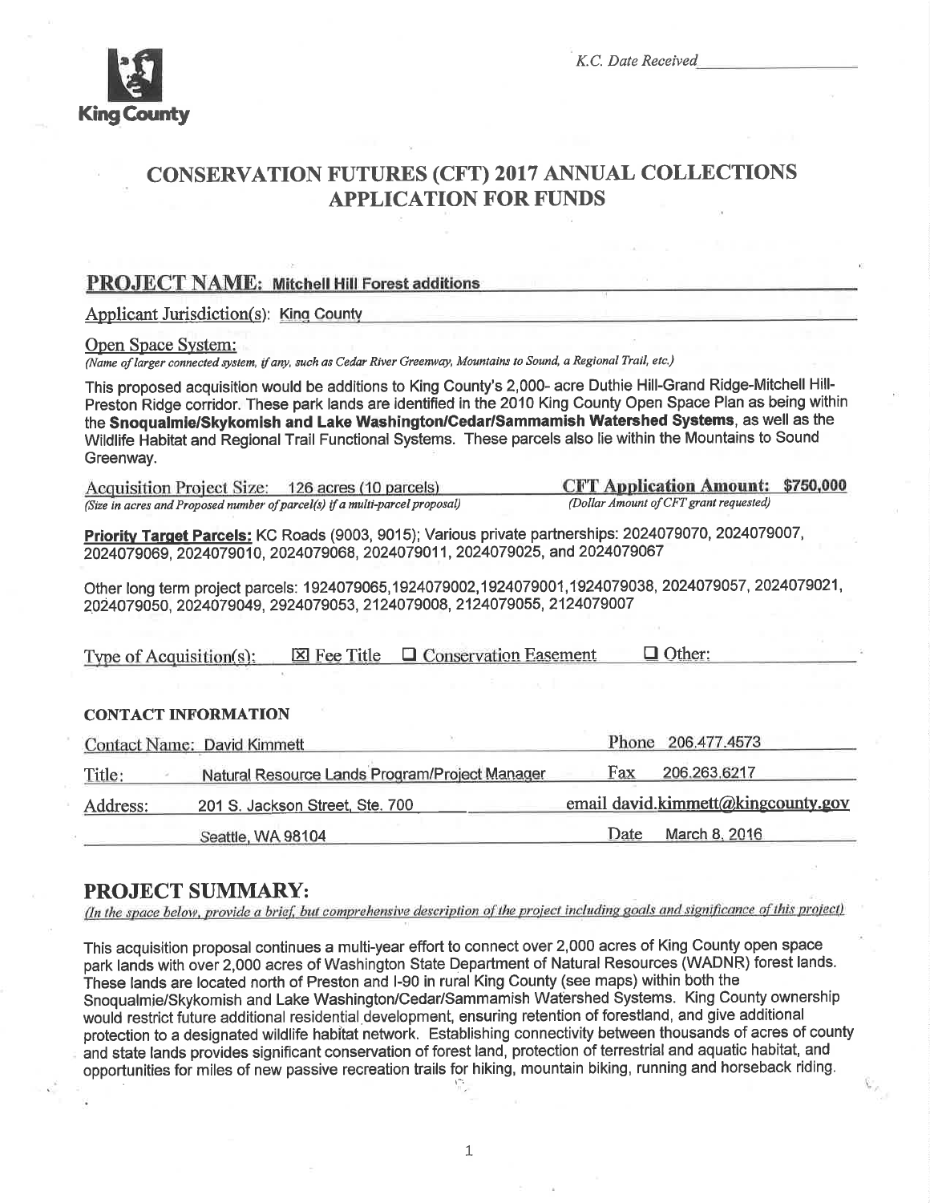K.C. Date Received\_\_\_\_\_\_\_\_\_\_\_\_

King County

# CONSERVATION FUTURES (CFT) 2017 ANNUAL COLLECTIONS APPLICATION FOR FUNDS

## PROJECT NAME: Mitchell Hill Forest additions

Applicant Jurisdiction(s): King County

Open Space System:
*(Name of larger connected system, if any, such as Cedar River Greenway, Mountains to Sound, a Regional Trail, etc.)*

This proposed acquisition would be additions to King County's 2,000- acre Duthie Hill-Grand Ridge-Mitchell Hill-Preston Ridge corridor. These park lands are identified in the 2010 King County Open Space Plan as being within the **Snoqualmie/Skykomish and Lake Washington/Cedar/Sammamish Watershed Systems**, as well as the Wildlife Habitat and Regional Trail Functional Systems. These parcels also lie within the Mountains to Sound Greenway.

Acquisition Project Size: 126 acres (10 parcels)
*(Size in acres and Proposed number of parcel(s) if a multi-parcel proposal)*

**CFT Application Amount: $750,000**
*(Dollar Amount of CFT grant requested)*

**Priority Target Parcels:** KC Roads (9003, 9015); Various private partnerships: 2024079070, 2024079007, 2024079069, 2024079010, 2024079068, 2024079011, 2024079025, and 2024079067

Other long term project parcels: 1924079065,1924079002,1924079001,1924079038, 2024079057, 2024079021, 2024079050, 2024079049, 2924079053, 2124079008, 2124079055, 2124079007

Type of Acquisition(s): ☒ Fee Title ☐ Conservation Easement ☐ Other:

### CONTACT INFORMATION

Contact Name: David Kimmett
Phone 206.477.4573

Title: Natural Resource Lands Program/Project Manager
Fax 206.263.6217

Address: 201 S. Jackson Street, Ste. 700
Seattle, WA 98104

email david.kimmett@kingcounty.gov

Date March 8, 2016

## PROJECT SUMMARY:

*(In the space below, provide a brief, but comprehensive description of the project including goals and significance of this project)*

This acquisition proposal continues a multi-year effort to connect over 2,000 acres of King County open space park lands with over 2,000 acres of Washington State Department of Natural Resources (WADNR) forest lands. These lands are located north of Preston and I-90 in rural King County (see maps) within both the Snoqualmie/Skykomish and Lake Washington/Cedar/Sammamish Watershed Systems. King County ownership would restrict future additional residential development, ensuring retention of forestland, and give additional protection to a designated wildlife habitat network. Establishing connectivity between thousands of acres of county and state lands provides significant conservation of forest land, protection of terrestrial and aquatic habitat, and opportunities for miles of new passive recreation trails for hiking, mountain biking, running and horseback riding.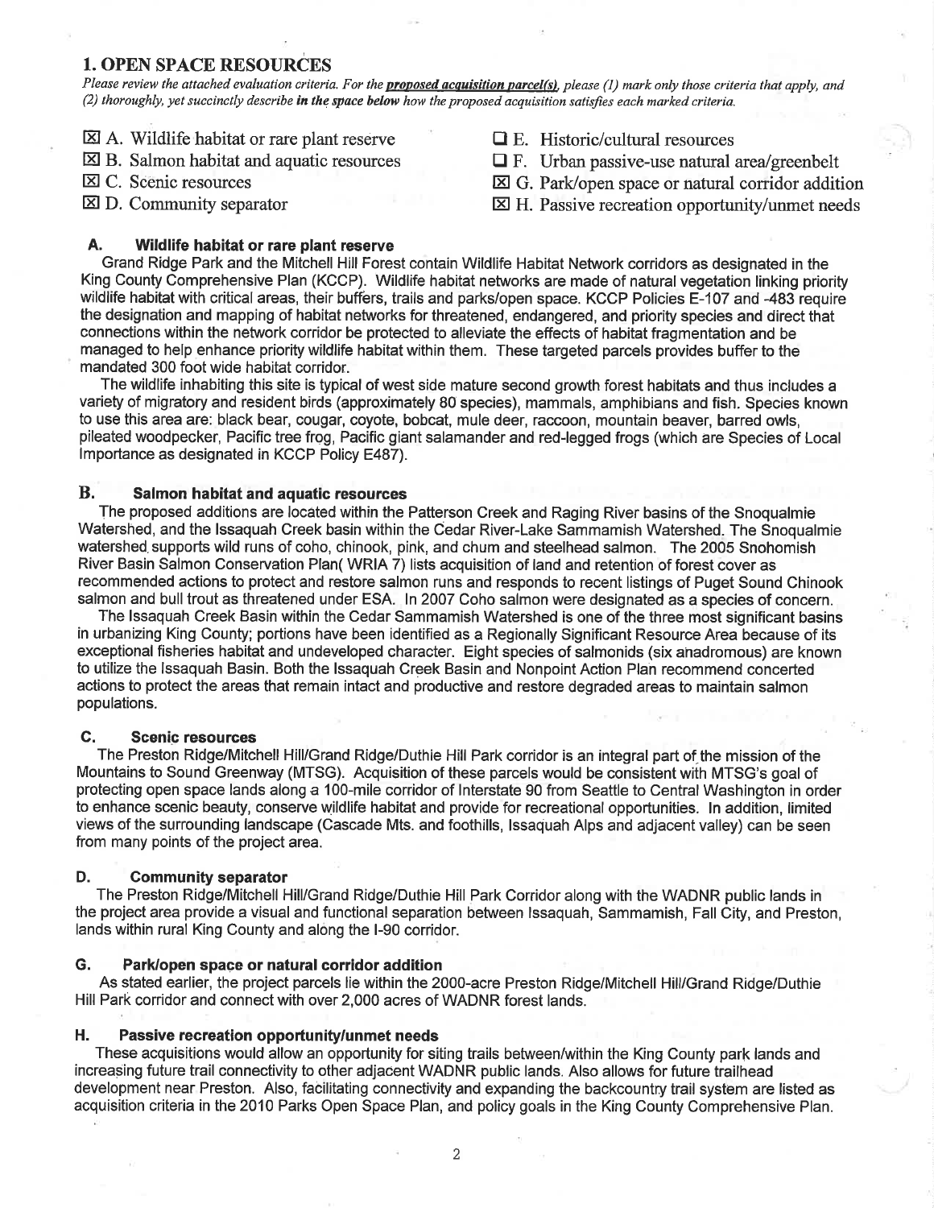# 1. OPEN SPACE RESOURCES

*Please review the attached evaluation criteria. For the **proposed acquisition parcel(s)**, please (1) mark only those criteria that apply, and (2) thoroughly, yet succinctly describe **in the space below** how the proposed acquisition satisfies each marked criteria.*

- ☒ A. Wildlife habitat or rare plant reserve
- ☒ B. Salmon habitat and aquatic resources
- ☒ C. Scenic resources
- ☒ D. Community separator
- ☐ E. Historic/cultural resources
- ☐ F. Urban passive-use natural area/greenbelt
- ☒ G. Park/open space or natural corridor addition
- ☒ H. Passive recreation opportunity/unmet needs

### A. Wildlife habitat or rare plant reserve

Grand Ridge Park and the Mitchell Hill Forest contain Wildlife Habitat Network corridors as designated in the King County Comprehensive Plan (KCCP). Wildlife habitat networks are made of natural vegetation linking priority wildlife habitat with critical areas, their buffers, trails and parks/open space. KCCP Policies E-107 and -483 require the designation and mapping of habitat networks for threatened, endangered, and priority species and direct that connections within the network corridor be protected to alleviate the effects of habitat fragmentation and be managed to help enhance priority wildlife habitat within them. These targeted parcels provides buffer to the mandated 300 foot wide habitat corridor.

The wildlife inhabiting this site is typical of west side mature second growth forest habitats and thus includes a variety of migratory and resident birds (approximately 80 species), mammals, amphibians and fish. Species known to use this area are: black bear, cougar, coyote, bobcat, mule deer, raccoon, mountain beaver, barred owls, pileated woodpecker, Pacific tree frog, Pacific giant salamander and red-legged frogs (which are Species of Local Importance as designated in KCCP Policy E487).

### B. Salmon habitat and aquatic resources

The proposed additions are located within the Patterson Creek and Raging River basins of the Snoqualmie Watershed, and the Issaquah Creek basin within the Cedar River-Lake Sammamish Watershed. The Snoqualmie watershed supports wild runs of coho, chinook, pink, and chum and steelhead salmon. The 2005 Snohomish River Basin Salmon Conservation Plan( WRIA 7) lists acquisition of land and retention of forest cover as recommended actions to protect and restore salmon runs and responds to recent listings of Puget Sound Chinook salmon and bull trout as threatened under ESA. In 2007 Coho salmon were designated as a species of concern.

The Issaquah Creek Basin within the Cedar Sammamish Watershed is one of the three most significant basins in urbanizing King County; portions have been identified as a Regionally Significant Resource Area because of its exceptional fisheries habitat and undeveloped character. Eight species of salmonids (six anadromous) are known to utilize the Issaquah Basin. Both the Issaquah Creek Basin and Nonpoint Action Plan recommend concerted actions to protect the areas that remain intact and productive and restore degraded areas to maintain salmon populations.

### C. Scenic resources

The Preston Ridge/Mitchell Hill/Grand Ridge/Duthie Hill Park corridor is an integral part of the mission of the Mountains to Sound Greenway (MTSG). Acquisition of these parcels would be consistent with MTSG's goal of protecting open space lands along a 100-mile corridor of Interstate 90 from Seattle to Central Washington in order to enhance scenic beauty, conserve wildlife habitat and provide for recreational opportunities. In addition, limited views of the surrounding landscape (Cascade Mts. and foothills, Issaquah Alps and adjacent valley) can be seen from many points of the project area.

### D. Community separator

The Preston Ridge/Mitchell Hill/Grand Ridge/Duthie Hill Park Corridor along with the WADNR public lands in the project area provide a visual and functional separation between Issaquah, Sammamish, Fall City, and Preston, lands within rural King County and along the I-90 corridor.

### G. Park/open space or natural corridor addition

As stated earlier, the project parcels lie within the 2000-acre Preston Ridge/Mitchell Hill/Grand Ridge/Duthie Hill Park corridor and connect with over 2,000 acres of WADNR forest lands.

### H. Passive recreation opportunity/unmet needs

These acquisitions would allow an opportunity for siting trails between/within the King County park lands and increasing future trail connectivity to other adjacent WADNR public lands. Also allows for future trailhead development near Preston. Also, facilitating connectivity and expanding the backcountry trail system are listed as acquisition criteria in the 2010 Parks Open Space Plan, and policy goals in the King County Comprehensive Plan.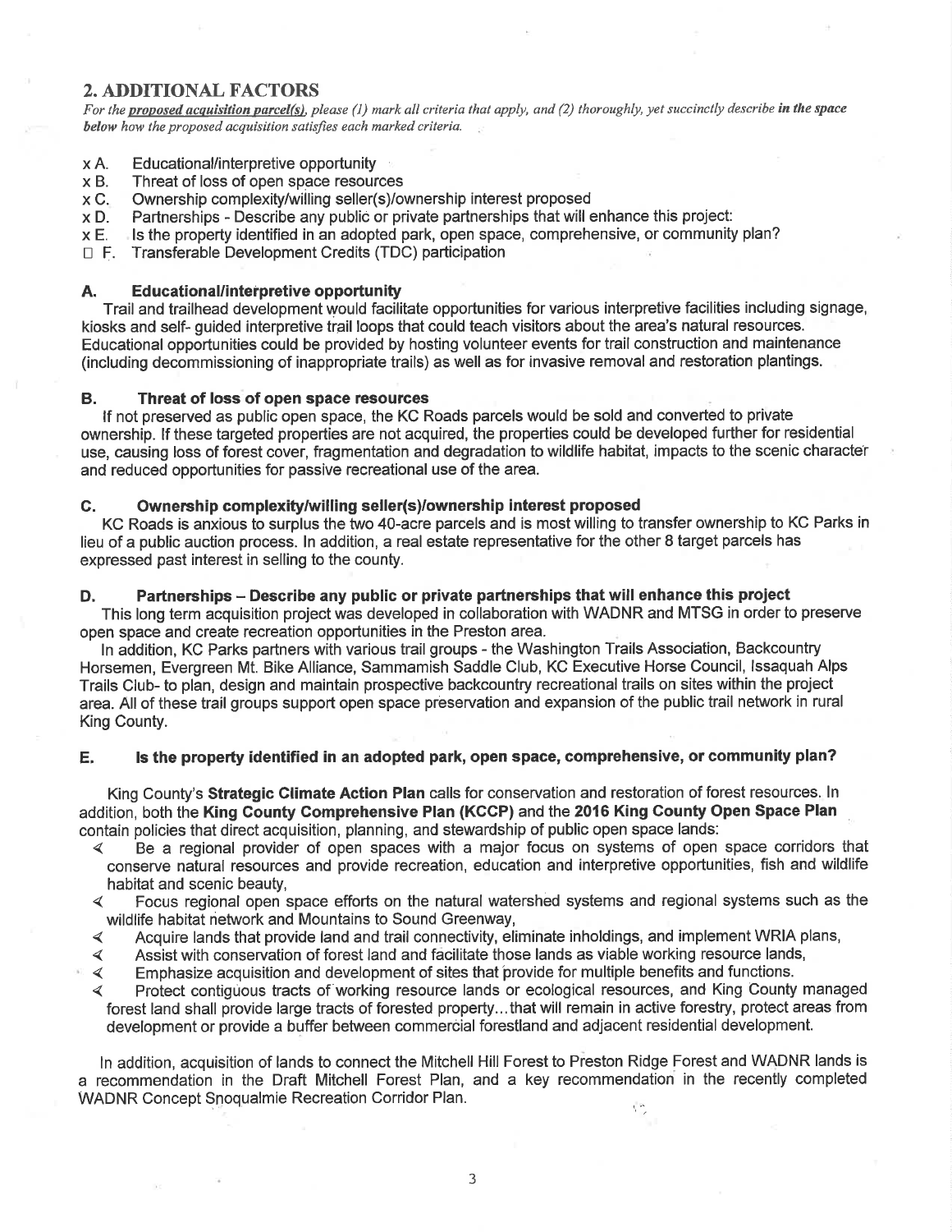## 2. ADDITIONAL FACTORS

*For the **proposed acquisition parcel(s)**, please (1) mark all criteria that apply, and (2) thoroughly, yet succinctly describe **in the space below** how the proposed acquisition satisfies each marked criteria.*

x A. Educational/interpretive opportunity
x B. Threat of loss of open space resources
x C. Ownership complexity/willing seller(s)/ownership interest proposed
x D. Partnerships - Describe any public or private partnerships that will enhance this project:
x E. Is the property identified in an adopted park, open space, comprehensive, or community plan?
☐ F. Transferable Development Credits (TDC) participation

### A. Educational/interpretive opportunity

Trail and trailhead development would facilitate opportunities for various interpretive facilities including signage, kiosks and self- guided interpretive trail loops that could teach visitors about the area's natural resources. Educational opportunities could be provided by hosting volunteer events for trail construction and maintenance (including decommissioning of inappropriate trails) as well as for invasive removal and restoration plantings.

### B. Threat of loss of open space resources

If not preserved as public open space, the KC Roads parcels would be sold and converted to private ownership. If these targeted properties are not acquired, the properties could be developed further for residential use, causing loss of forest cover, fragmentation and degradation to wildlife habitat, impacts to the scenic character and reduced opportunities for passive recreational use of the area.

### C. Ownership complexity/willing seller(s)/ownership interest proposed

KC Roads is anxious to surplus the two 40-acre parcels and is most willing to transfer ownership to KC Parks in lieu of a public auction process. In addition, a real estate representative for the other 8 target parcels has expressed past interest in selling to the county.

### D. Partnerships – Describe any public or private partnerships that will enhance this project

This long term acquisition project was developed in collaboration with WADNR and MTSG in order to preserve open space and create recreation opportunities in the Preston area.

In addition, KC Parks partners with various trail groups - the Washington Trails Association, Backcountry Horsemen, Evergreen Mt. Bike Alliance, Sammamish Saddle Club, KC Executive Horse Council, Issaquah Alps Trails Club- to plan, design and maintain prospective backcountry recreational trails on sites within the project area. All of these trail groups support open space preservation and expansion of the public trail network in rural King County.

### E. Is the property identified in an adopted park, open space, comprehensive, or community plan?

King County's **Strategic Climate Action Plan** calls for conservation and restoration of forest resources. In addition, both the **King County Comprehensive Plan (KCCP)** and the **2016 King County Open Space Plan** contain policies that direct acquisition, planning, and stewardship of public open space lands:

- Be a regional provider of open spaces with a major focus on systems of open space corridors that conserve natural resources and provide recreation, education and interpretive opportunities, fish and wildlife habitat and scenic beauty,
- Focus regional open space efforts on the natural watershed systems and regional systems such as the wildlife habitat network and Mountains to Sound Greenway,
- Acquire lands that provide land and trail connectivity, eliminate inholdings, and implement WRIA plans,
- Assist with conservation of forest land and facilitate those lands as viable working resource lands,
- Emphasize acquisition and development of sites that provide for multiple benefits and functions.
- Protect contiguous tracts of working resource lands or ecological resources, and King County managed forest land shall provide large tracts of forested property…that will remain in active forestry, protect areas from development or provide a buffer between commercial forestland and adjacent residential development.

In addition, acquisition of lands to connect the Mitchell Hill Forest to Preston Ridge Forest and WADNR lands is a recommendation in the Draft Mitchell Forest Plan, and a key recommendation in the recently completed WADNR Concept Snoqualmie Recreation Corridor Plan.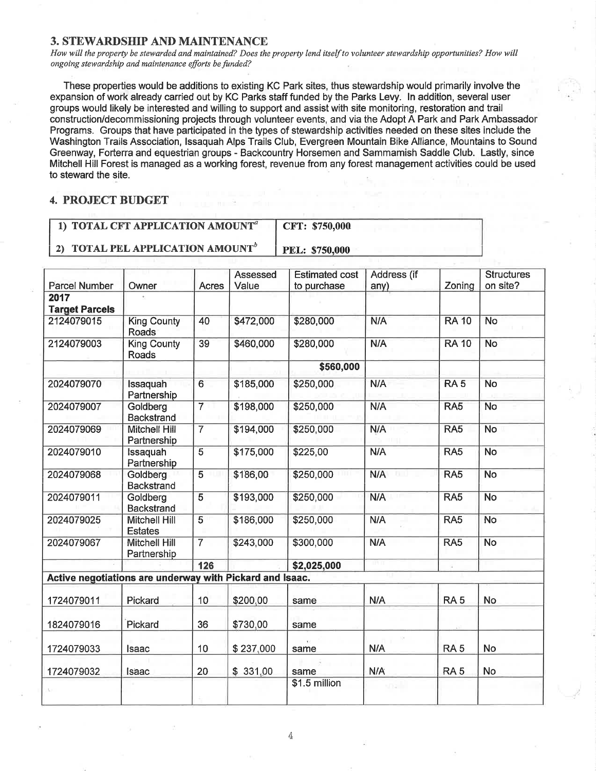## 3. STEWARDSHIP AND MAINTENANCE

*How will the property be stewarded and maintained? Does the property lend itself to volunteer stewardship opportunities? How will ongoing stewardship and maintenance efforts be funded?*

These properties would be additions to existing KC Park sites, thus stewardship would primarily involve the expansion of work already carried out by KC Parks staff funded by the Parks Levy. In addition, several user groups would likely be interested and willing to support and assist with site monitoring, restoration and trail construction/decommissioning projects through volunteer events, and via the Adopt A Park and Park Ambassador Programs. Groups that have participated in the types of stewardship activities needed on these sites include the Washington Trails Association, Issaquah Alps Trails Club, Evergreen Mountain Bike Alliance, Mountains to Sound Greenway, Forterra and equestrian groups - Backcountry Horsemen and Sammamish Saddle Club. Lastly, since Mitchell Hill Forest is managed as a working forest, revenue from any forest management activities could be used to steward the site.

## 4. PROJECT BUDGET

| | |
|---|---|
| **1) TOTAL CFT APPLICATION AMOUNT[a]** | **CFT: $750,000** |
| **2) TOTAL PEL APPLICATION AMOUNT[b]** | **PEL: $750,000** |

| Parcel Number | Owner | Acres | Assessed Value | Estimated cost to purchase | Address (if any) | Zoning | Structures on site? |
|---|---|---|---|---|---|---|---|
| **2017 Target Parcels** | | | | | | | |
| 2124079015 | King County Roads | 40 | $472,000 | $280,000 | N/A | RA 10 | No |
| 2124079003 | King County Roads | 39 | $460,000 | $280,000 | N/A | RA 10 | No |
| | | | | **$560,000** | | | |
| 2024079070 | Issaquah Partnership | 6 | $185,000 | $250,000 | N/A | RA 5 | No |
| 2024079007 | Goldberg Backstrand | 7 | $198,000 | $250,000 | N/A | RA5 | No |
| 2024079069 | Mitchell Hill Partnership | 7 | $194,000 | $250,000 | N/A | RA5 | No |
| 2024079010 | Issaquah Partnership | 5 | $175,000 | $225,00 | N/A | RA5 | No |
| 2024079068 | Goldberg Backstrand | 5 | $186,00 | $250,000 | N/A | RA5 | No |
| 2024079011 | Goldberg Backstrand | 5 | $193,000 | $250,000 | N/A | RA5 | No |
| 2024079025 | Mitchell Hill Estates | 5 | $186,000 | $250,000 | N/A | RA5 | No |
| 2024079067 | Mitchell Hill Partnership | 7 | $243,000 | $300,000 | N/A | RA5 | No |
| | | 126 | | $2,025,000 | | | |
| **Active negotiations are underway with Pickard and Isaac.** | | | | | | | |
| 1724079011 | Pickard | 10 | $200,00 | same | N/A | RA 5 | No |
| 1824079016 | Pickard | 36 | $730,00 | same | | | |
| 1724079033 | Isaac | 10 | $ 237,000 | same | N/A | RA 5 | No |
| 1724079032 | Isaac | 20 | $ 331,00 | same | N/A | RA 5 | No |
| | | | | $1.5 million | | | |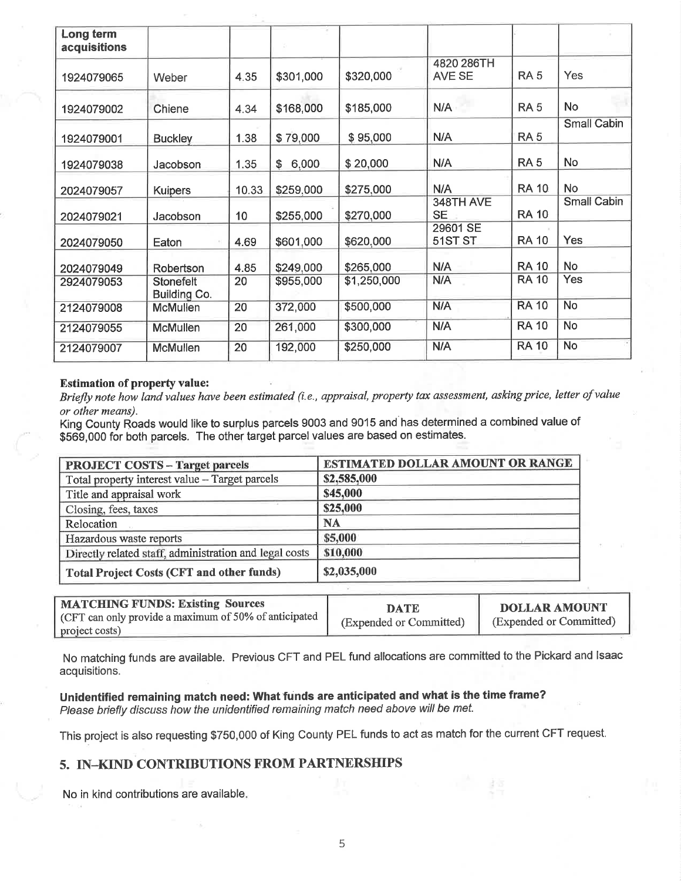| Long term acquisitions | | | | | | | |
|---|---|---|---|---|---|---|---|
| 1924079065 | Weber | 4.35 | $301,000 | $320,000 | 4820 286TH AVE SE | RA 5 | Yes |
| 1924079002 | Chiene | 4.34 | $168,000 | $185,000 | N/A | RA 5 | No |
| 1924079001 | Buckley | 1.38 | $ 79,000 | $ 95,000 | N/A | RA 5 | Small Cabin |
| 1924079038 | Jacobson | 1.35 | $ 6,000 | $ 20,000 | N/A | RA 5 | No |
| 2024079057 | Kuipers | 10.33 | $259,000 | $275,000 | N/A | RA 10 | No |
| 2024079021 | Jacobson | 10 | $255,000 | $270,000 | 348TH AVE SE | RA 10 | Small Cabin |
| 2024079050 | Eaton | 4.69 | $601,000 | $620,000 | 29601 SE 51ST ST | RA 10 | Yes |
| 2024079049 | Robertson | 4.85 | $249,000 | $265,000 | N/A | RA 10 | No |
| 2924079053 | Stonefelt Building Co. | 20 | $955,000 | $1,250,000 | N/A | RA 10 | Yes |
| 2124079008 | McMullen | 20 | 372,000 | $500,000 | N/A | RA 10 | No |
| 2124079055 | McMullen | 20 | 261,000 | $300,000 | N/A | RA 10 | No |
| 2124079007 | McMullen | 20 | 192,000 | $250,000 | N/A | RA 10 | No |

**Estimation of property value:**

*Briefly note how land values have been estimated (i.e., appraisal, property tax assessment, asking price, letter of value or other means).*

King County Roads would like to surplus parcels 9003 and 9015 and has determined a combined value of $569,000 for both parcels. The other target parcel values are based on estimates.

| PROJECT COSTS – Target parcels | ESTIMATED DOLLAR AMOUNT OR RANGE |
|---|---|
| Total property interest value – Target parcels | **$2,585,000** |
| Title and appraisal work | **$45,000** |
| Closing, fees, taxes | **$25,000** |
| Relocation | **NA** |
| Hazardous waste reports | **$5,000** |
| Directly related staff, administration and legal costs | **$10,000** |
| **Total Project Costs (CFT and other funds)** | **$2,035,000** |

| **MATCHING FUNDS: Existing Sources** (CFT can only provide a maximum of 50% of anticipated project costs) | **DATE** (Expended or Committed) | **DOLLAR AMOUNT** (Expended or Committed) |
|---|---|---|

No matching funds are available. Previous CFT and PEL fund allocations are committed to the Pickard and Isaac acquisitions.

**Unidentified remaining match need: What funds are anticipated and what is the time frame?**

*Please briefly discuss how the unidentified remaining match need above will be met.*

This project is also requesting $750,000 of King County PEL funds to act as match for the current CFT request.

## 5. IN-KIND CONTRIBUTIONS FROM PARTNERSHIPS

No in kind contributions are available.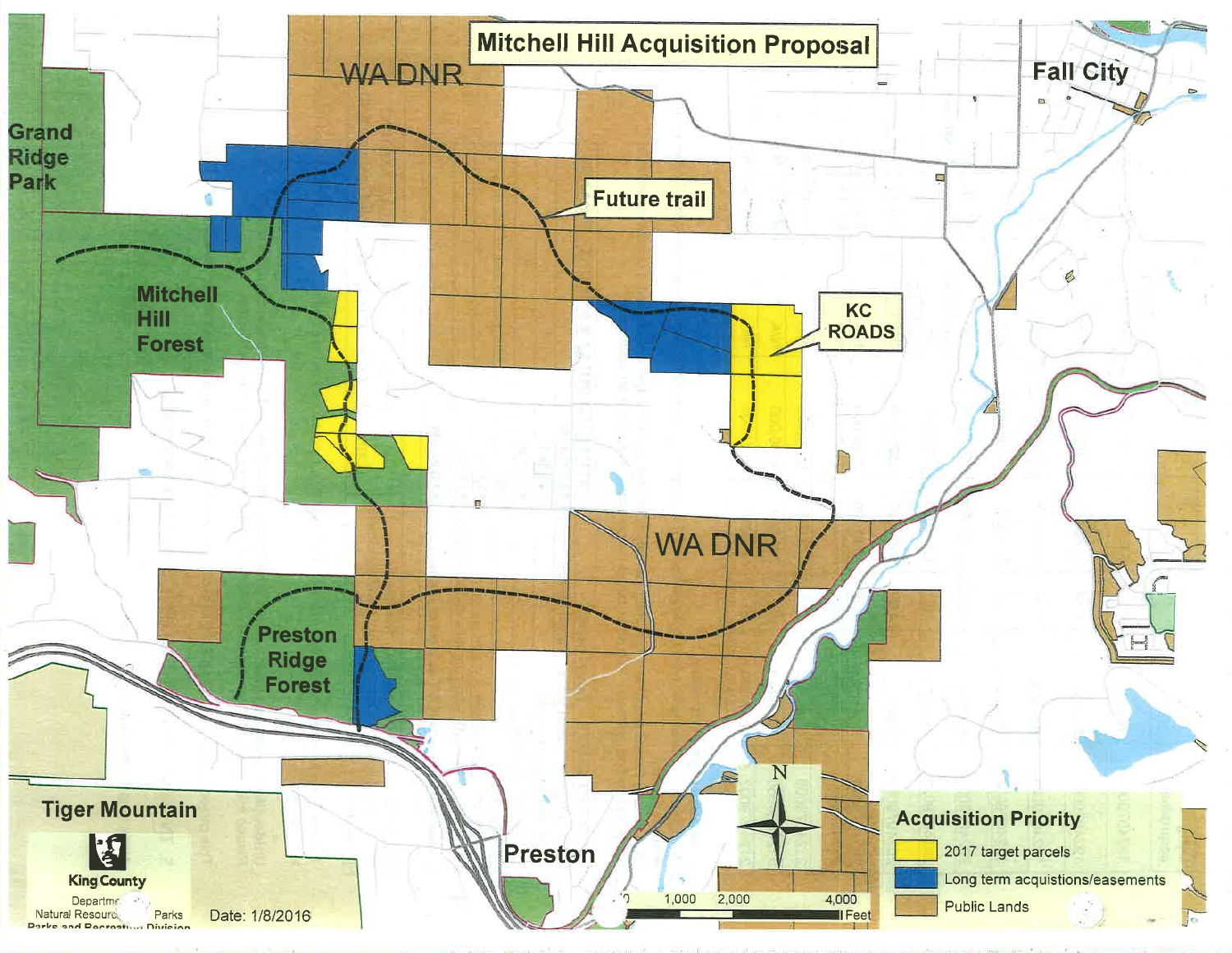# Mitchell Hill Acquisition Proposal

WA DNR

Grand Ridge Park

Fall City

Future trail

Mitchell Hill Forest

KC ROADS

WA DNR

Preston Ridge Forest

Tiger Mountain

Preston

N

0 1,000 2,000 4,000 Feet

King County
Department of Natural Resources and Parks
Parks and Recreation Division

Date: 1/8/2016

**Acquisition Priority**

- 2017 target parcels
- Long term acquistions/easements
- Public Lands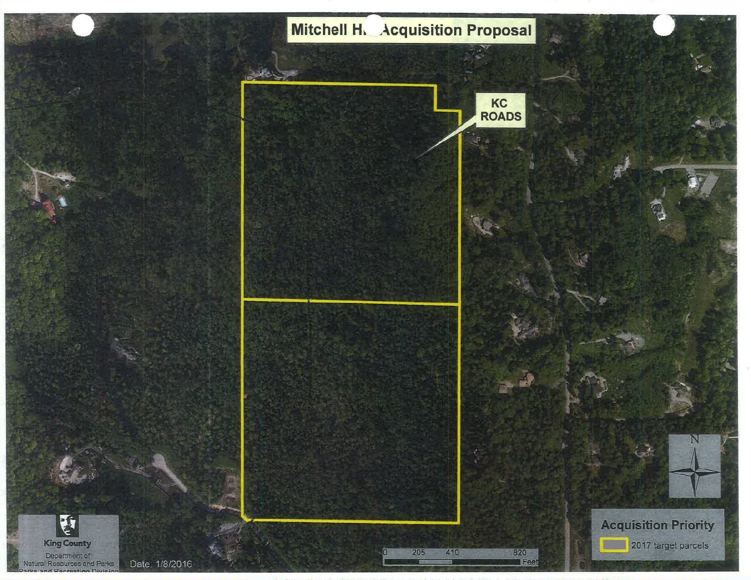# Mitchell H. Acquisition Proposal

KC ROADS

King County
Department of
Natural Resources and Parks
Parks and Recreation Division

Date: 1/8/2016

0 205 410 820
Feet

N

Acquisition Priority

2017 target parcels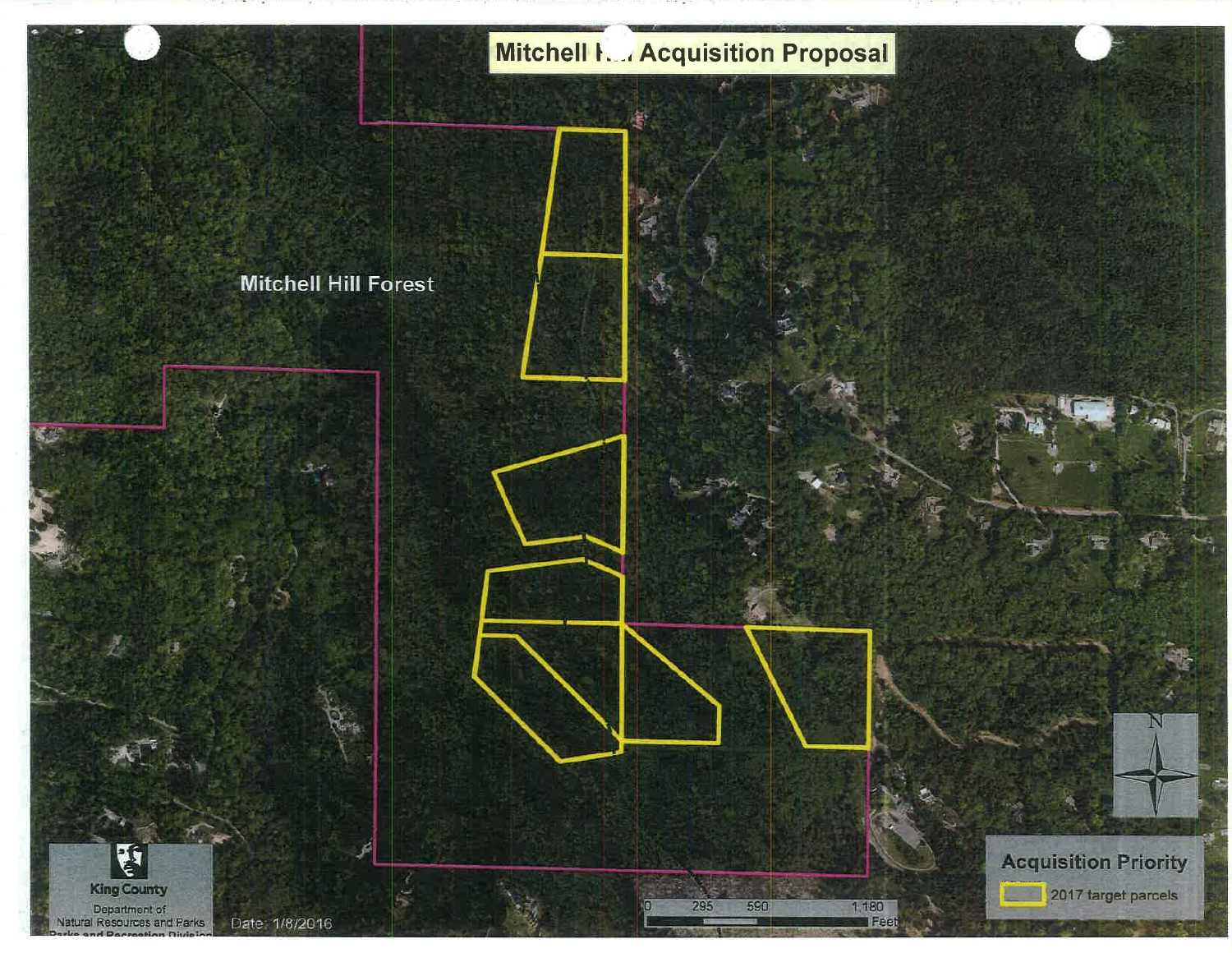# Mitchell H... Acquisition Proposal

Mitchell Hill Forest

King County

Department of Natural Resources and Parks

Parks and Recreation Division

Date: 1/8/2016

0 295 590 1,180 Feet

N

**Acquisition Priority**

2017 target parcels